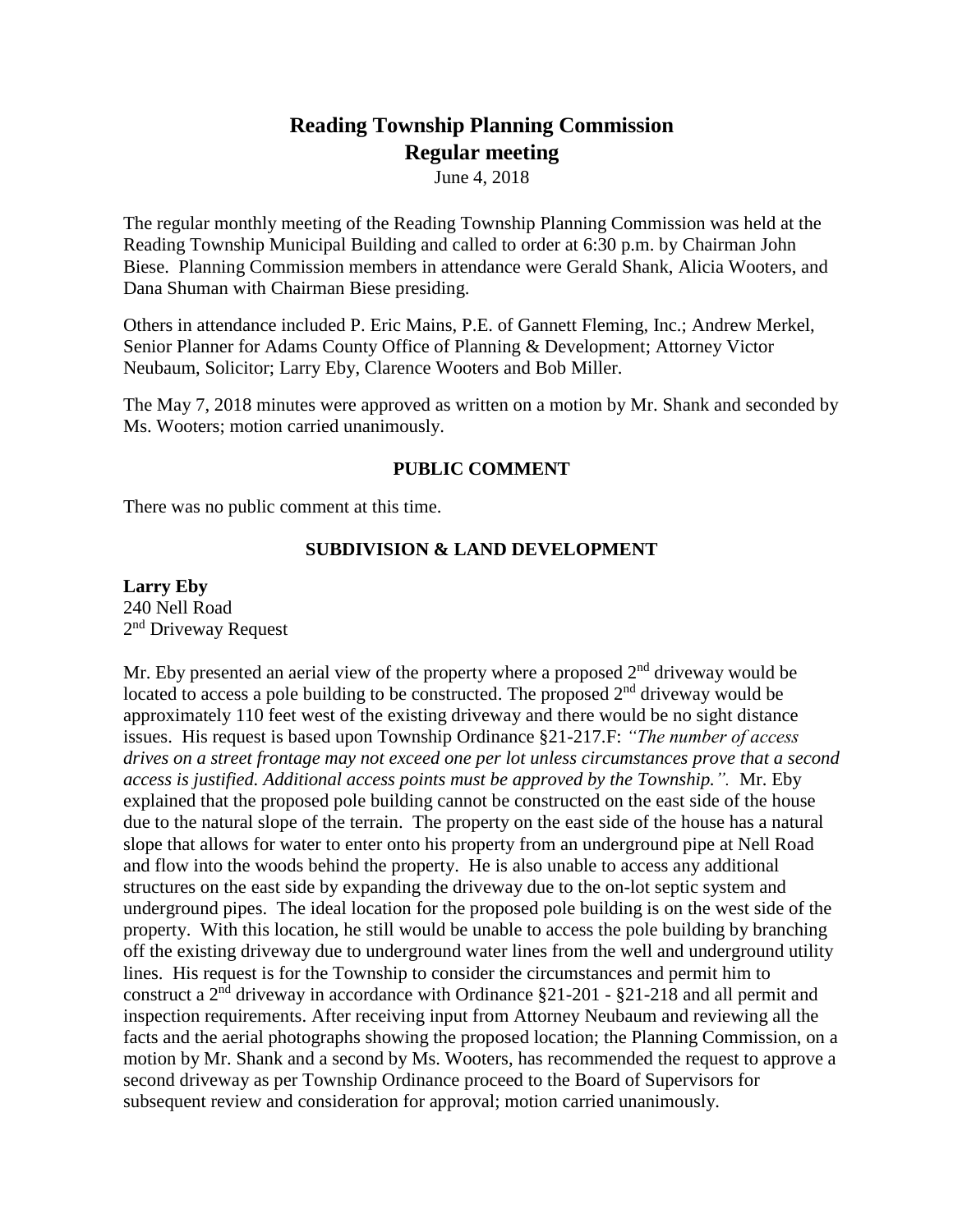# Reading Township Planning Commission
## Regular meeting
June 4, 2018

The regular monthly meeting of the Reading Township Planning Commission was held at the Reading Township Municipal Building and called to order at 6:30 p.m. by Chairman John Biese. Planning Commission members in attendance were Gerald Shank, Alicia Wooters, and Dana Shuman with Chairman Biese presiding.

Others in attendance included P. Eric Mains, P.E. of Gannett Fleming, Inc.; Andrew Merkel, Senior Planner for Adams County Office of Planning & Development; Attorney Victor Neubaum, Solicitor; Larry Eby, Clarence Wooters and Bob Miller.

The May 7, 2018 minutes were approved as written on a motion by Mr. Shank and seconded by Ms. Wooters; motion carried unanimously.

### PUBLIC COMMENT

There was no public comment at this time.

### SUBDIVISION & LAND DEVELOPMENT

**Larry Eby**
240 Nell Road
2nd Driveway Request

Mr. Eby presented an aerial view of the property where a proposed 2nd driveway would be located to access a pole building to be constructed. The proposed 2nd driveway would be approximately 110 feet west of the existing driveway and there would be no sight distance issues. His request is based upon Township Ordinance §21-217.F: *"The number of access drives on a street frontage may not exceed one per lot unless circumstances prove that a second access is justified. Additional access points must be approved by the Township."*. Mr. Eby explained that the proposed pole building cannot be constructed on the east side of the house due to the natural slope of the terrain. The property on the east side of the house has a natural slope that allows for water to enter onto his property from an underground pipe at Nell Road and flow into the woods behind the property. He is also unable to access any additional structures on the east side by expanding the driveway due to the on-lot septic system and underground pipes. The ideal location for the proposed pole building is on the west side of the property. With this location, he still would be unable to access the pole building by branching off the existing driveway due to underground water lines from the well and underground utility lines. His request is for the Township to consider the circumstances and permit him to construct a 2nd driveway in accordance with Ordinance §21-201 - §21-218 and all permit and inspection requirements. After receiving input from Attorney Neubaum and reviewing all the facts and the aerial photographs showing the proposed location; the Planning Commission, on a motion by Mr. Shank and a second by Ms. Wooters, has recommended the request to approve a second driveway as per Township Ordinance proceed to the Board of Supervisors for subsequent review and consideration for approval; motion carried unanimously.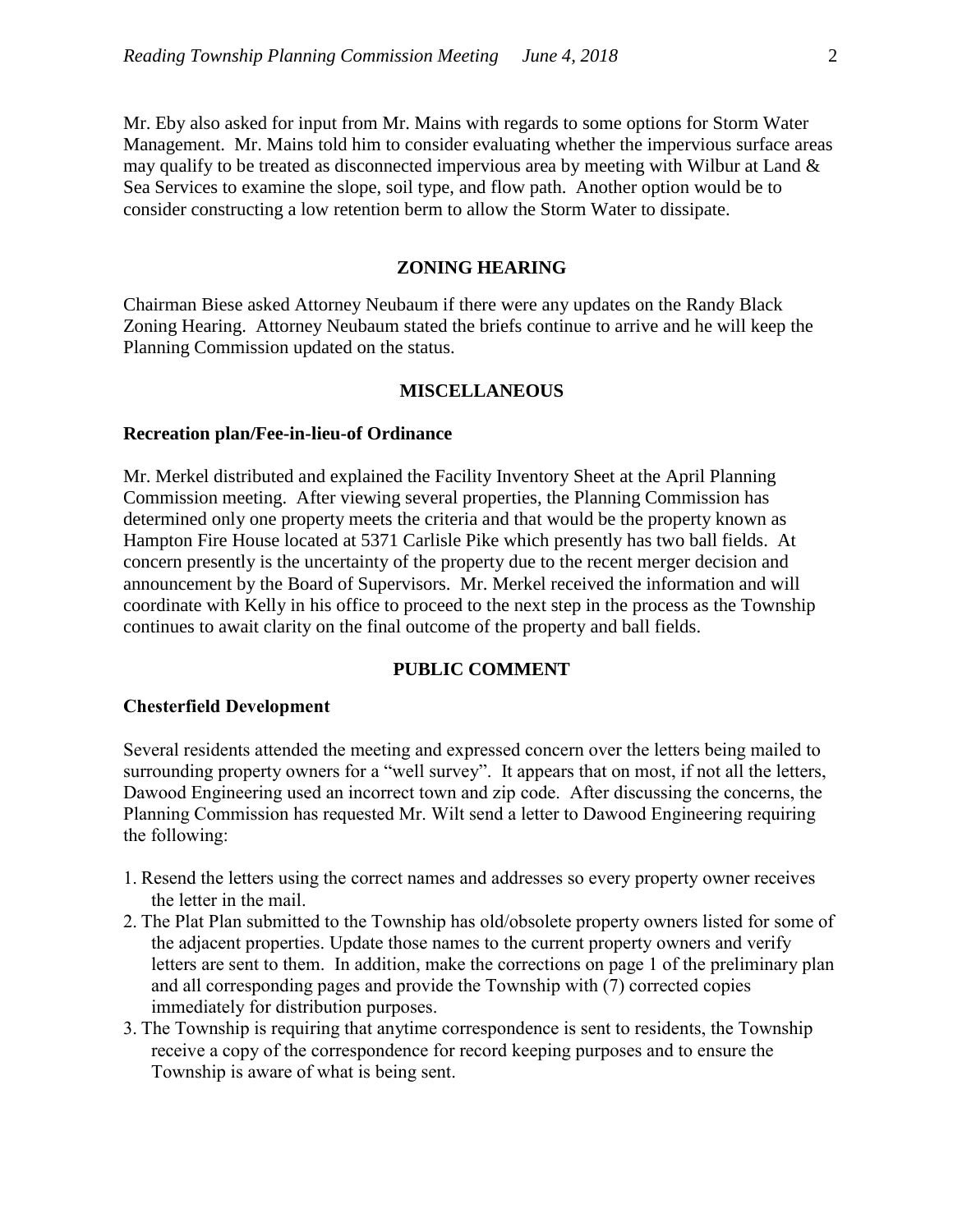Mr. Eby also asked for input from Mr. Mains with regards to some options for Storm Water Management. Mr. Mains told him to consider evaluating whether the impervious surface areas may qualify to be treated as disconnected impervious area by meeting with Wilbur at Land & Sea Services to examine the slope, soil type, and flow path. Another option would be to consider constructing a low retention berm to allow the Storm Water to dissipate.

## ZONING HEARING

Chairman Biese asked Attorney Neubaum if there were any updates on the Randy Black Zoning Hearing. Attorney Neubaum stated the briefs continue to arrive and he will keep the Planning Commission updated on the status.

## MISCELLANEOUS

### Recreation plan/Fee-in-lieu-of Ordinance

Mr. Merkel distributed and explained the Facility Inventory Sheet at the April Planning Commission meeting. After viewing several properties, the Planning Commission has determined only one property meets the criteria and that would be the property known as Hampton Fire House located at 5371 Carlisle Pike which presently has two ball fields. At concern presently is the uncertainty of the property due to the recent merger decision and announcement by the Board of Supervisors. Mr. Merkel received the information and will coordinate with Kelly in his office to proceed to the next step in the process as the Township continues to await clarity on the final outcome of the property and ball fields.

## PUBLIC COMMENT

### Chesterfield Development

Several residents attended the meeting and expressed concern over the letters being mailed to surrounding property owners for a "well survey". It appears that on most, if not all the letters, Dawood Engineering used an incorrect town and zip code. After discussing the concerns, the Planning Commission has requested Mr. Wilt send a letter to Dawood Engineering requiring the following:

1. Resend the letters using the correct names and addresses so every property owner receives the letter in the mail.
2. The Plat Plan submitted to the Township has old/obsolete property owners listed for some of the adjacent properties. Update those names to the current property owners and verify letters are sent to them. In addition, make the corrections on page 1 of the preliminary plan and all corresponding pages and provide the Township with (7) corrected copies immediately for distribution purposes.
3. The Township is requiring that anytime correspondence is sent to residents, the Township receive a copy of the correspondence for record keeping purposes and to ensure the Township is aware of what is being sent.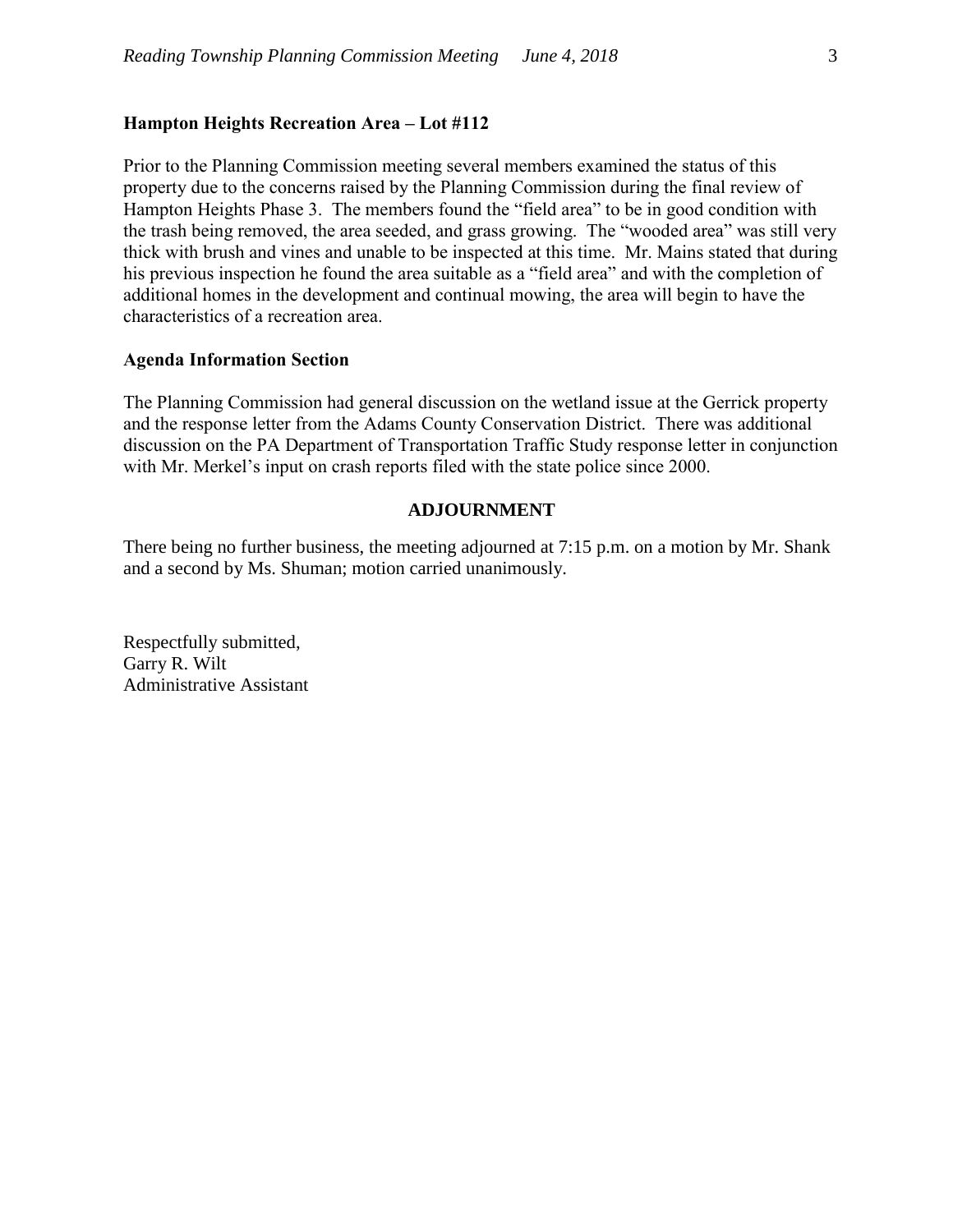**Hampton Heights Recreation Area – Lot #112**

Prior to the Planning Commission meeting several members examined the status of this property due to the concerns raised by the Planning Commission during the final review of Hampton Heights Phase 3. The members found the "field area" to be in good condition with the trash being removed, the area seeded, and grass growing. The "wooded area" was still very thick with brush and vines and unable to be inspected at this time. Mr. Mains stated that during his previous inspection he found the area suitable as a "field area" and with the completion of additional homes in the development and continual mowing, the area will begin to have the characteristics of a recreation area.

**Agenda Information Section**

The Planning Commission had general discussion on the wetland issue at the Gerrick property and the response letter from the Adams County Conservation District. There was additional discussion on the PA Department of Transportation Traffic Study response letter in conjunction with Mr. Merkel's input on crash reports filed with the state police since 2000.

## ADJOURNMENT

There being no further business, the meeting adjourned at 7:15 p.m. on a motion by Mr. Shank and a second by Ms. Shuman; motion carried unanimously.

Respectfully submitted,
Garry R. Wilt
Administrative Assistant